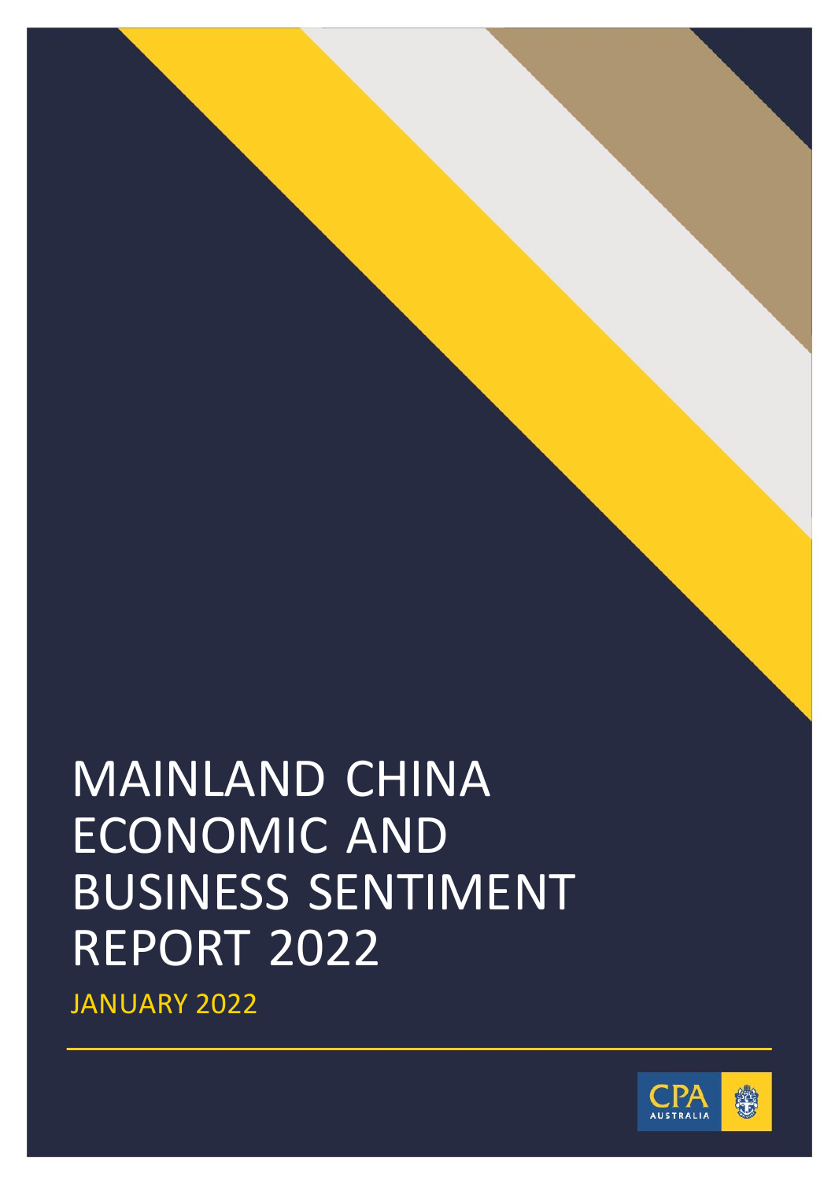# MAINLAND CHINA ECONOMIC AND BUSINESS SENTIMENT REPORT 2022

JANUARY 2022

CPA AUSTRALIA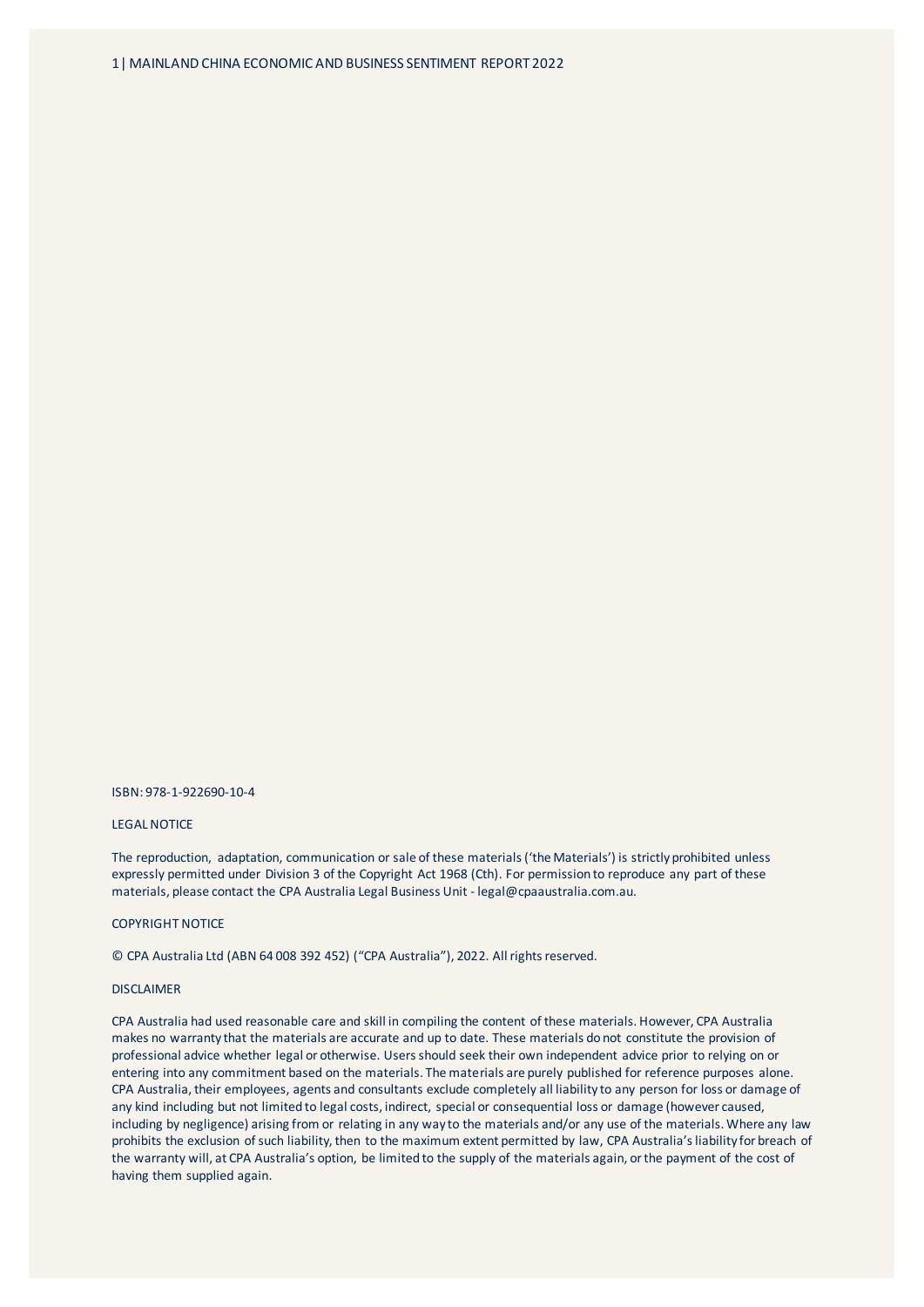ISBN: 978-1-922690-10-4

LEGAL NOTICE

The reproduction, adaptation, communication or sale of these materials ('the Materials') is strictly prohibited unless expressly permitted under Division 3 of the Copyright Act 1968 (Cth). For permission to reproduce any part of these materials, please contact the CPA Australia Legal Business Unit - legal@cpaaustralia.com.au.

COPYRIGHT NOTICE

© CPA Australia Ltd (ABN 64 008 392 452) ("CPA Australia"), 2022. All rights reserved.

DISCLAIMER

CPA Australia had used reasonable care and skill in compiling the content of these materials. However, CPA Australia makes no warranty that the materials are accurate and up to date. These materials do not constitute the provision of professional advice whether legal or otherwise. Users should seek their own independent advice prior to relying on or entering into any commitment based on the materials. The materials are purely published for reference purposes alone. CPA Australia, their employees, agents and consultants exclude completely all liability to any person for loss or damage of any kind including but not limited to legal costs, indirect, special or consequential loss or damage (however caused, including by negligence) arising from or relating in any way to the materials and/or any use of the materials. Where any law prohibits the exclusion of such liability, then to the maximum extent permitted by law, CPA Australia's liability for breach of the warranty will, at CPA Australia's option, be limited to the supply of the materials again, or the payment of the cost of having them supplied again.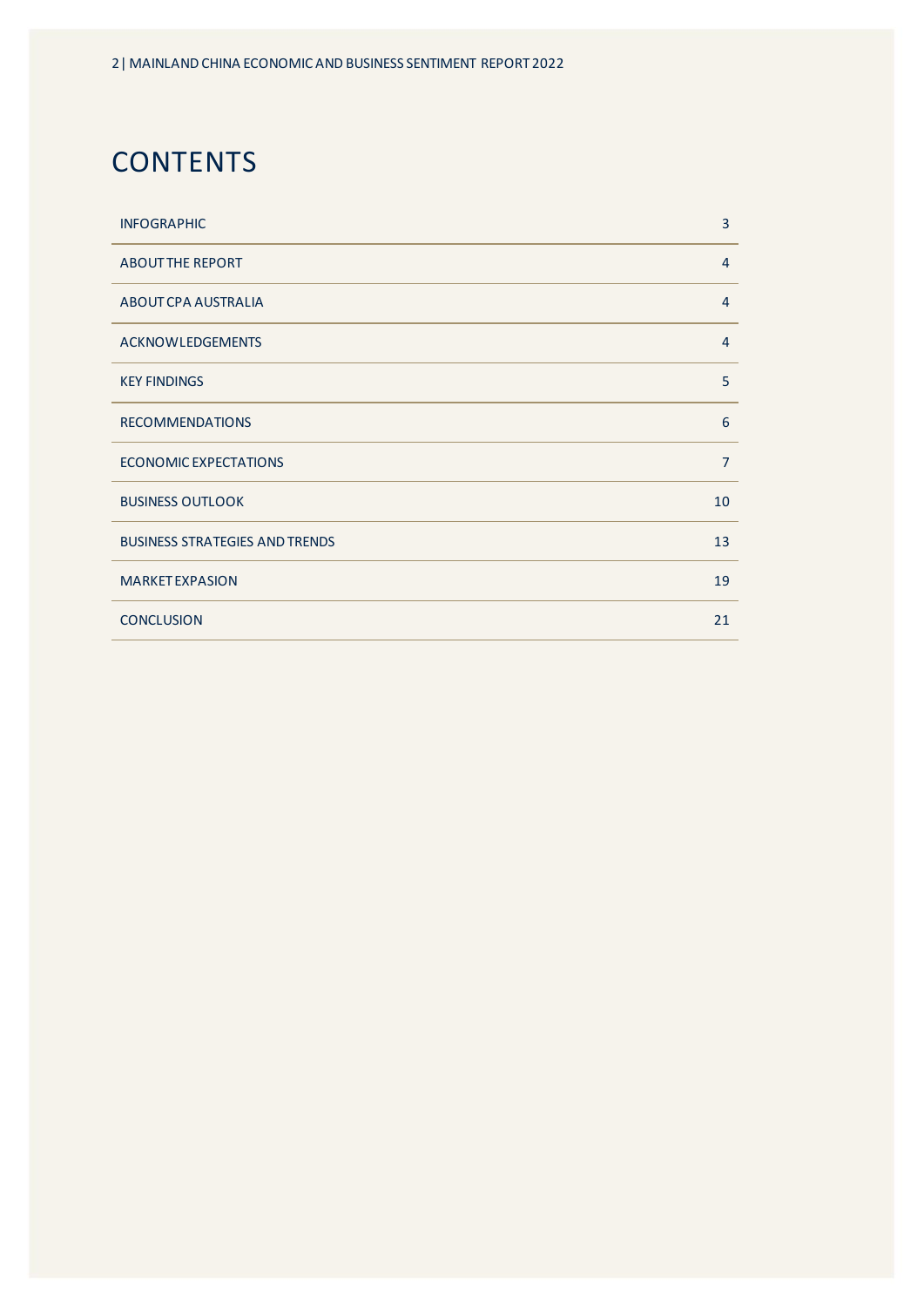# CONTENTS

| | |
|---|---|
| INFOGRAPHIC | 3 |
| ABOUT THE REPORT | 4 |
| ABOUT CPA AUSTRALIA | 4 |
| ACKNOWLEDGEMENTS | 4 |
| KEY FINDINGS | 5 |
| RECOMMENDATIONS | 6 |
| ECONOMIC EXPECTATIONS | 7 |
| BUSINESS OUTLOOK | 10 |
| BUSINESS STRATEGIES AND TRENDS | 13 |
| MARKET EXPASION | 19 |
| CONCLUSION | 21 |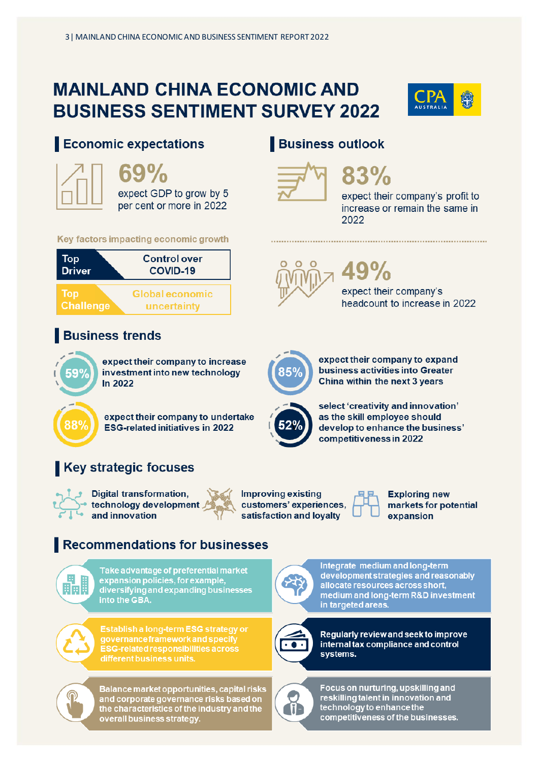# MAINLAND CHINA ECONOMIC AND BUSINESS SENTIMENT SURVEY 2022

## Economic expectations

**69%**

expect GDP to grow by 5 per cent or more in 2022

**Key factors impacting economic growth**

| | |
|---|---|
| **Top Driver** | Control over COVID-19 |
| **Top Challenge** | Global economic uncertainty |

## Business outlook

**83%**

expect their company's profit to increase or remain the same in 2022

**49%**

expect their company's headcount to increase in 2022

## Business trends

**59%** expect their company to increase investment into new technology In 2022

**85%** expect their company to expand business activities into Greater China within the next 3 years

**88%** expect their company to undertake ESG-related initiatives in 2022

**52%** select 'creativity and innovation' as the skill employee should develop to enhance the business' competitiveness in 2022

## Key strategic focuses

- Digital transformation, technology development and innovation
- Improving existing customers' experiences, satisfaction and loyalty
- Exploring new markets for potential expansion

## Recommendations for businesses

- Take advantage of preferential market expansion policies, for example, diversifying and expanding businesses into the GBA.
- Integrate medium and long-term development strategies and reasonably allocate resources across short, medium and long-term R&D investment in targeted areas.
- Establish a long-term ESG strategy or governance framework and specify ESG-related responsibilities across different business units.
- Regularly review and seek to improve internal tax compliance and control systems.
- Balance market opportunities, capital risks and corporate governance risks based on the characteristics of the industry and the overall business strategy.
- Focus on nurturing, upskilling and reskilling talent in innovation and technology to enhance the competitiveness of the businesses.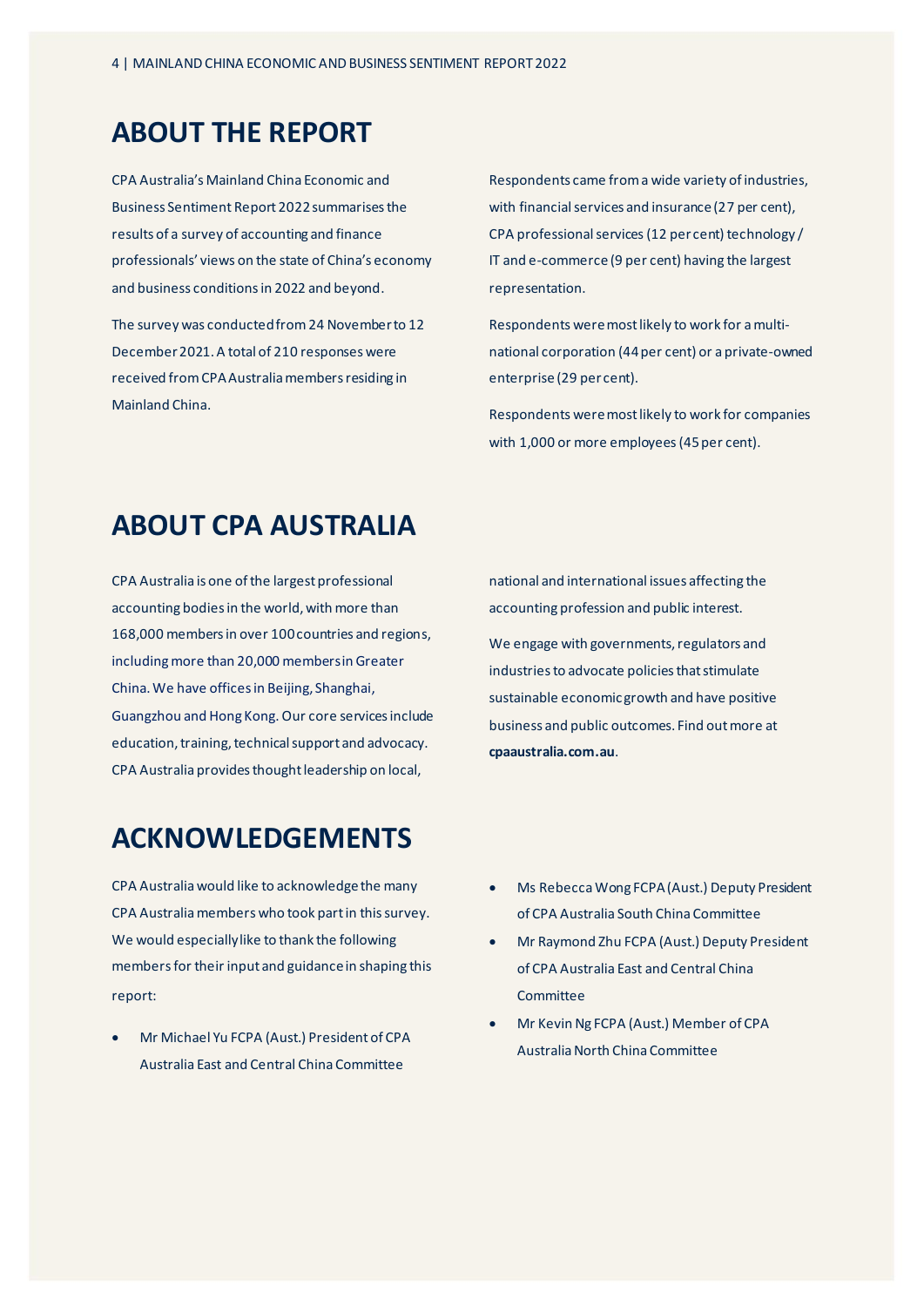# ABOUT THE REPORT

CPA Australia's Mainland China Economic and Business Sentiment Report 2022 summarises the results of a survey of accounting and finance professionals' views on the state of China's economy and business conditions in 2022 and beyond.

The survey was conducted from 24 November to 12 December 2021. A total of 210 responses were received from CPA Australia members residing in Mainland China.

Respondents came from a wide variety of industries, with financial services and insurance (27 per cent), CPA professional services (12 per cent) technology / IT and e-commerce (9 per cent) having the largest representation.

Respondents were most likely to work for a multi-national corporation (44 per cent) or a private-owned enterprise (29 per cent).

Respondents were most likely to work for companies with 1,000 or more employees (45 per cent).

# ABOUT CPA AUSTRALIA

CPA Australia is one of the largest professional accounting bodies in the world, with more than 168,000 members in over 100 countries and regions, including more than 20,000 members in Greater China. We have offices in Beijing, Shanghai, Guangzhou and Hong Kong. Our core services include education, training, technical support and advocacy. CPA Australia provides thought leadership on local, national and international issues affecting the accounting profession and public interest.

We engage with governments, regulators and industries to advocate policies that stimulate sustainable economic growth and have positive business and public outcomes. Find out more at **cpaaustralia.com.au**.

# ACKNOWLEDGEMENTS

CPA Australia would like to acknowledge the many CPA Australia members who took part in this survey. We would especially like to thank the following members for their input and guidance in shaping this report:

- Mr Michael Yu FCPA (Aust.) President of CPA Australia East and Central China Committee
- Ms Rebecca Wong FCPA (Aust.) Deputy President of CPA Australia South China Committee
- Mr Raymond Zhu FCPA (Aust.) Deputy President of CPA Australia East and Central China Committee
- Mr Kevin Ng FCPA (Aust.) Member of CPA Australia North China Committee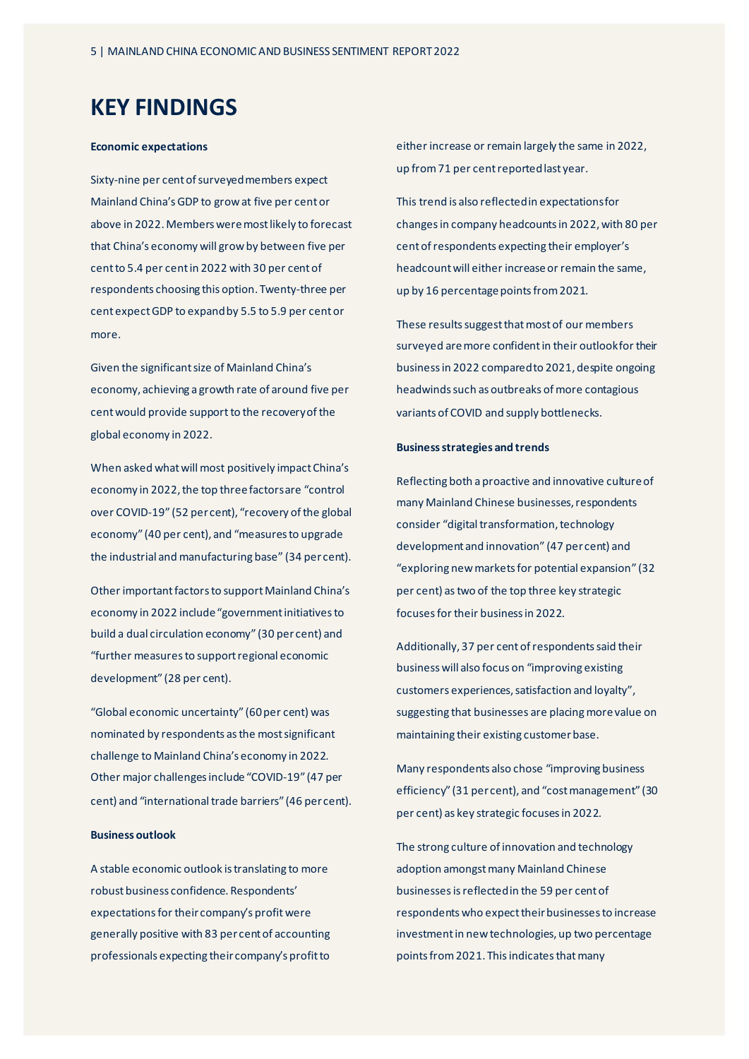# KEY FINDINGS

**Economic expectations**

Sixty-nine per cent of surveyed members expect Mainland China's GDP to grow at five per cent or above in 2022. Members were most likely to forecast that China's economy will grow by between five per cent to 5.4 per cent in 2022 with 30 per cent of respondents choosing this option. Twenty-three per cent expect GDP to expand by 5.5 to 5.9 per cent or more.

Given the significant size of Mainland China's economy, achieving a growth rate of around five per cent would provide support to the recovery of the global economy in 2022.

When asked what will most positively impact China's economy in 2022, the top three factors are "control over COVID-19" (52 per cent), "recovery of the global economy" (40 per cent), and "measures to upgrade the industrial and manufacturing base" (34 per cent).

Other important factors to support Mainland China's economy in 2022 include "government initiatives to build a dual circulation economy" (30 per cent) and "further measures to support regional economic development" (28 per cent).

"Global economic uncertainty" (60 per cent) was nominated by respondents as the most significant challenge to Mainland China's economy in 2022. Other major challenges include "COVID-19" (47 per cent) and "international trade barriers" (46 per cent).

**Business outlook**

A stable economic outlook is translating to more robust business confidence. Respondents' expectations for their company's profit were generally positive with 83 per cent of accounting professionals expecting their company's profit to either increase or remain largely the same in 2022, up from 71 per cent reported last year.

This trend is also reflected in expectations for changes in company headcounts in 2022, with 80 per cent of respondents expecting their employer's headcount will either increase or remain the same, up by 16 percentage points from 2021.

These results suggest that most of our members surveyed are more confident in their outlook for their business in 2022 compared to 2021, despite ongoing headwinds such as outbreaks of more contagious variants of COVID and supply bottlenecks.

**Business strategies and trends**

Reflecting both a proactive and innovative culture of many Mainland Chinese businesses, respondents consider "digital transformation, technology development and innovation" (47 per cent) and "exploring new markets for potential expansion" (32 per cent) as two of the top three key strategic focuses for their business in 2022.

Additionally, 37 per cent of respondents said their business will also focus on "improving existing customers experiences, satisfaction and loyalty", suggesting that businesses are placing more value on maintaining their existing customer base.

Many respondents also chose "improving business efficiency" (31 per cent), and "cost management" (30 per cent) as key strategic focuses in 2022.

The strong culture of innovation and technology adoption amongst many Mainland Chinese businesses is reflected in the 59 per cent of respondents who expect their businesses to increase investment in new technologies, up two percentage points from 2021. This indicates that many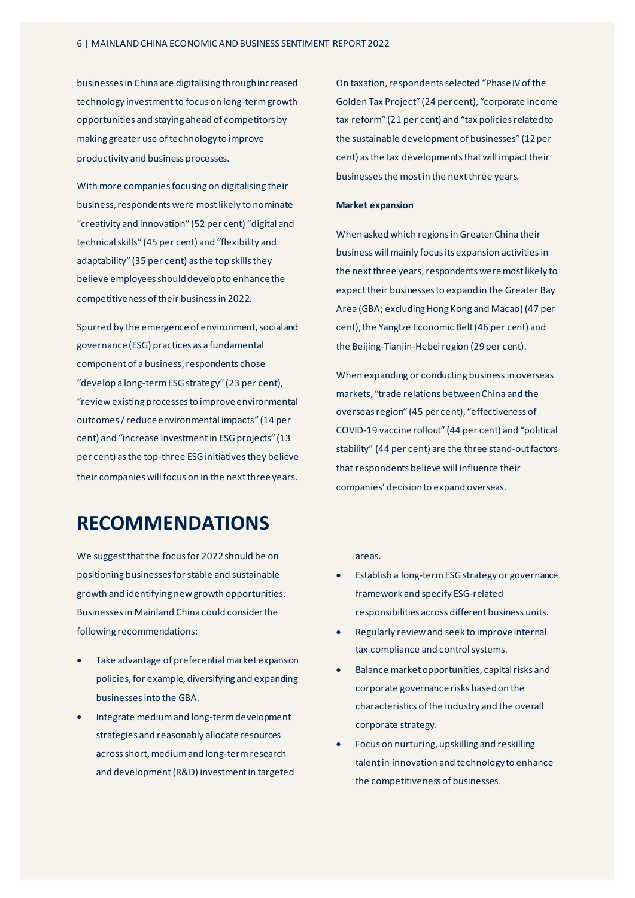businesses in China are digitalising through increased technology investment to focus on long-term growth opportunities and staying ahead of competitors by making greater use of technology to improve productivity and business processes.

With more companies focusing on digitalising their business, respondents were most likely to nominate "creativity and innovation" (52 per cent) "digital and technical skills" (45 per cent) and "flexibility and adaptability" (35 per cent) as the top skills they believe employees should develop to enhance the competitiveness of their business in 2022.

Spurred by the emergence of environment, social and governance (ESG) practices as a fundamental component of a business, respondents chose "develop a long-term ESG strategy" (23 per cent), "review existing processes to improve environmental outcomes / reduce environmental impacts" (14 per cent) and "increase investment in ESG projects" (13 per cent) as the top-three ESG initiatives they believe their companies will focus on in the next three years.

On taxation, respondents selected "Phase IV of the Golden Tax Project" (24 per cent), "corporate income tax reform" (21 per cent) and "tax policies related to the sustainable development of businesses" (12 per cent) as the tax developments that will impact their businesses the most in the next three years.

**Market expansion**

When asked which regions in Greater China their business will mainly focus its expansion activities in the next three years, respondents were most likely to expect their businesses to expand in the Greater Bay Area (GBA; excluding Hong Kong and Macao) (47 per cent), the Yangtze Economic Belt (46 per cent) and the Beijing-Tianjin-Hebei region (29 per cent).

When expanding or conducting business in overseas markets, "trade relations between China and the overseas region" (45 per cent), "effectiveness of COVID-19 vaccine rollout" (44 per cent) and "political stability" (44 per cent) are the three stand-out factors that respondents believe will influence their companies' decision to expand overseas.

# RECOMMENDATIONS

We suggest that the focus for 2022 should be on positioning businesses for stable and sustainable growth and identifying new growth opportunities. Businesses in Mainland China could consider the following recommendations:

- Take advantage of preferential market expansion policies, for example, diversifying and expanding businesses into the GBA.
- Integrate medium and long-term development strategies and reasonably allocate resources across short, medium and long-term research and development (R&D) investment in targeted areas.
- Establish a long-term ESG strategy or governance framework and specify ESG-related responsibilities across different business units.
- Regularly review and seek to improve internal tax compliance and control systems.
- Balance market opportunities, capital risks and corporate governance risks based on the characteristics of the industry and the overall corporate strategy.
- Focus on nurturing, upskilling and reskilling talent in innovation and technology to enhance the competitiveness of businesses.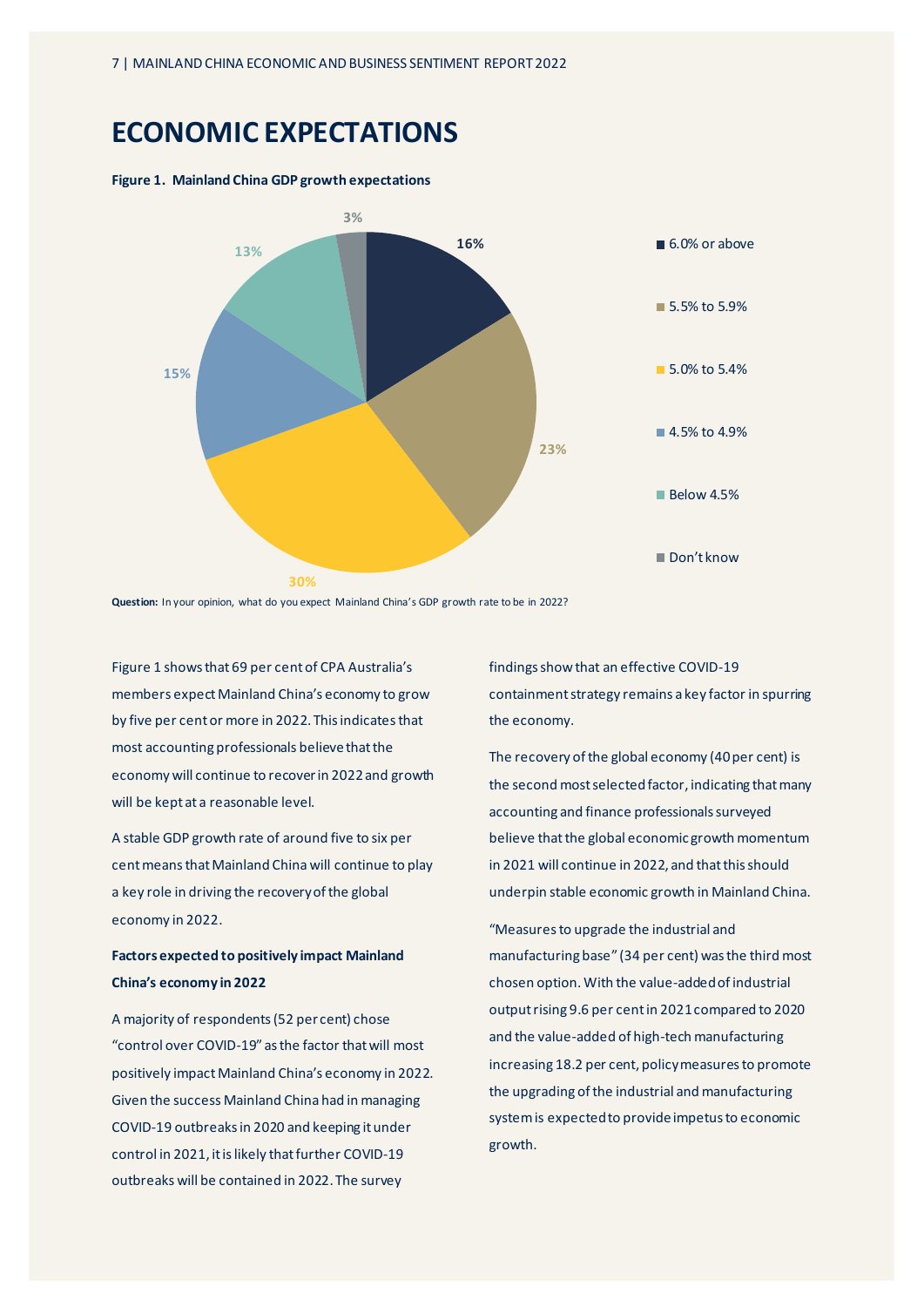# ECONOMIC EXPECTATIONS

**Figure 1. Mainland China GDP growth expectations**

| GDP growth expectation | Share |
| --- | --- |
| 6.0% or above | 16% |
| 5.5% to 5.9% | 23% |
| 5.0% to 5.4% | 30% |
| 4.5% to 4.9% | 15% |
| Below 4.5% | 13% |
| Don't know | 3% |

**Question:** In your opinion, what do you expect Mainland China's GDP growth rate to be in 2022?

Figure 1 shows that 69 per cent of CPA Australia's members expect Mainland China's economy to grow by five per cent or more in 2022. This indicates that most accounting professionals believe that the economy will continue to recover in 2022 and growth will be kept at a reasonable level.

A stable GDP growth rate of around five to six per cent means that Mainland China will continue to play a key role in driving the recovery of the global economy in 2022.

**Factors expected to positively impact Mainland China's economy in 2022**

A majority of respondents (52 per cent) chose "control over COVID-19" as the factor that will most positively impact Mainland China's economy in 2022. Given the success Mainland China had in managing COVID-19 outbreaks in 2020 and keeping it under control in 2021, it is likely that further COVID-19 outbreaks will be contained in 2022. The survey findings show that an effective COVID-19 containment strategy remains a key factor in spurring the economy.

The recovery of the global economy (40 per cent) is the second most selected factor, indicating that many accounting and finance professionals surveyed believe that the global economic growth momentum in 2021 will continue in 2022, and that this should underpin stable economic growth in Mainland China.

"Measures to upgrade the industrial and manufacturing base" (34 per cent) was the third most chosen option. With the value-added of industrial output rising 9.6 per cent in 2021 compared to 2020 and the value-added of high-tech manufacturing increasing 18.2 per cent, policy measures to promote the upgrading of the industrial and manufacturing system is expected to provide impetus to economic growth.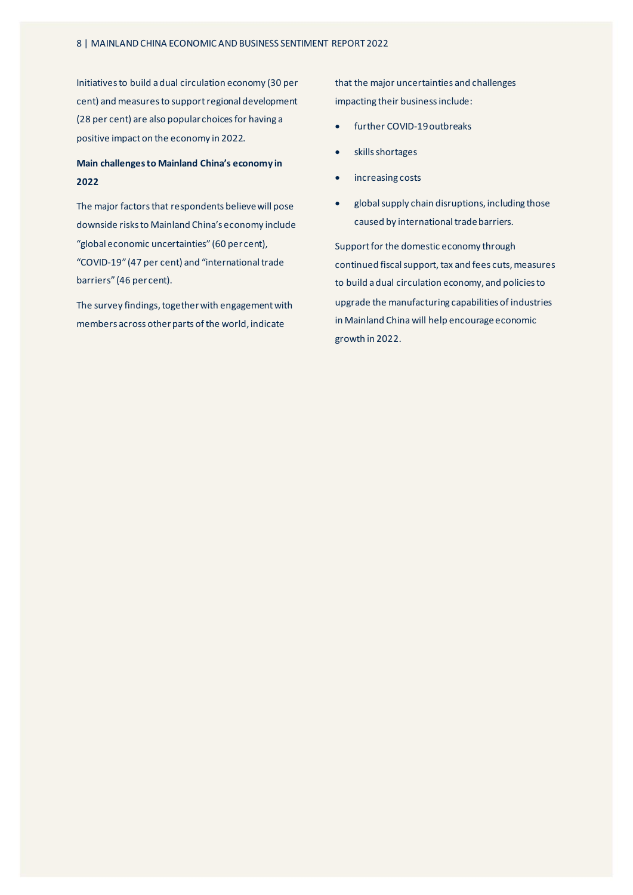Initiatives to build a dual circulation economy (30 per cent) and measures to support regional development (28 per cent) are also popular choices for having a positive impact on the economy in 2022.

**Main challenges to Mainland China's economy in 2022**

The major factors that respondents believe will pose downside risks to Mainland China's economy include "global economic uncertainties" (60 per cent), "COVID-19" (47 per cent) and "international trade barriers" (46 per cent).

The survey findings, together with engagement with members across other parts of the world, indicate that the major uncertainties and challenges impacting their business include:

- further COVID-19 outbreaks
- skills shortages
- increasing costs
- global supply chain disruptions, including those caused by international trade barriers.

Support for the domestic economy through continued fiscal support, tax and fees cuts, measures to build a dual circulation economy, and policies to upgrade the manufacturing capabilities of industries in Mainland China will help encourage economic growth in 2022.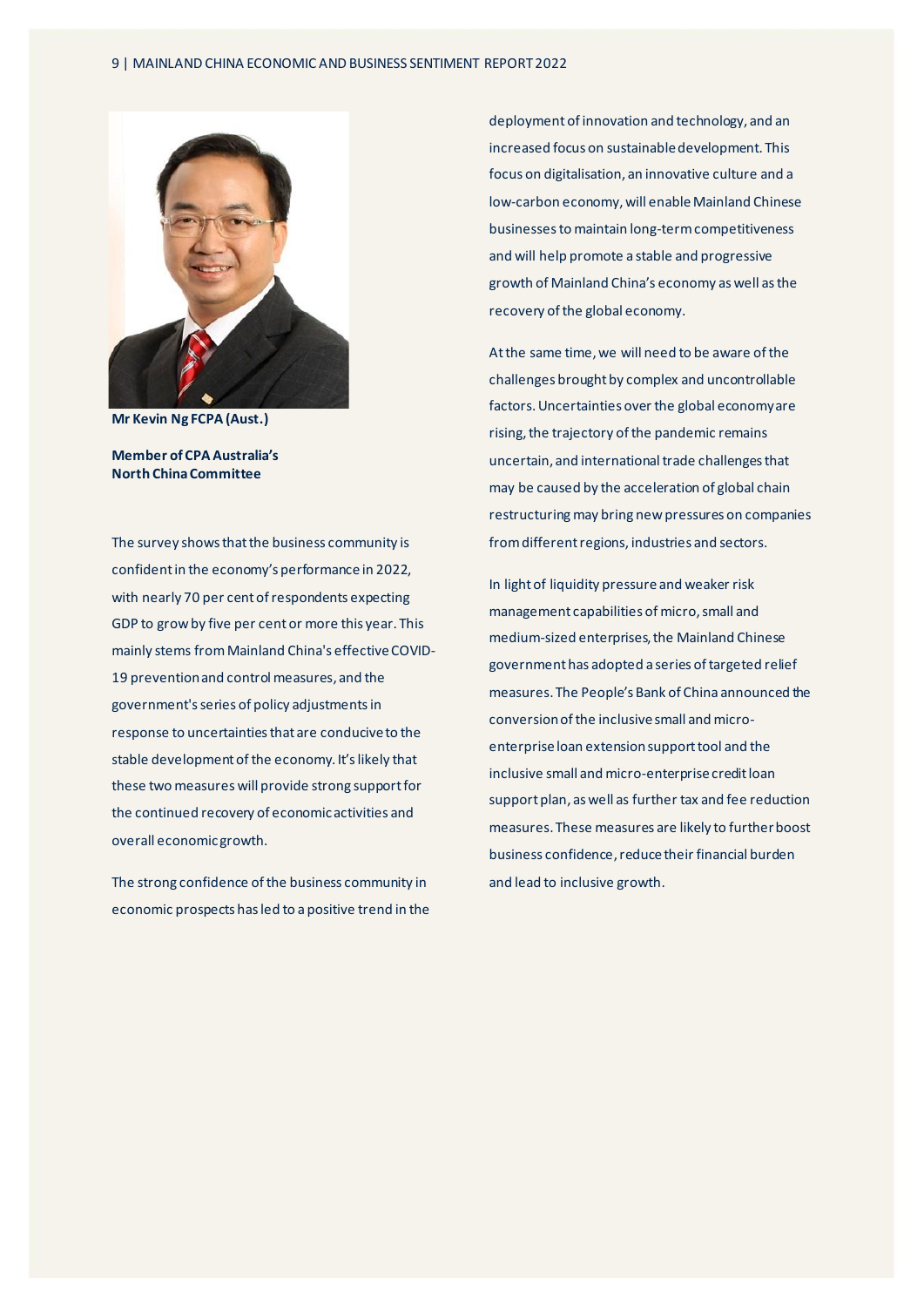**Mr Kevin Ng FCPA (Aust.)**

**Member of CPA Australia's North China Committee**

The survey shows that the business community is confident in the economy's performance in 2022, with nearly 70 per cent of respondents expecting GDP to grow by five per cent or more this year. This mainly stems from Mainland China's effective COVID-19 prevention and control measures, and the government's series of policy adjustments in response to uncertainties that are conducive to the stable development of the economy. It's likely that these two measures will provide strong support for the continued recovery of economic activities and overall economic growth.

The strong confidence of the business community in economic prospects has led to a positive trend in the deployment of innovation and technology, and an increased focus on sustainable development. This focus on digitalisation, an innovative culture and a low-carbon economy, will enable Mainland Chinese businesses to maintain long-term competitiveness and will help promote a stable and progressive growth of Mainland China's economy as well as the recovery of the global economy.

At the same time, we will need to be aware of the challenges brought by complex and uncontrollable factors. Uncertainties over the global economy are rising, the trajectory of the pandemic remains uncertain, and international trade challenges that may be caused by the acceleration of global chain restructuring may bring new pressures on companies from different regions, industries and sectors.

In light of liquidity pressure and weaker risk management capabilities of micro, small and medium-sized enterprises, the Mainland Chinese government has adopted a series of targeted relief measures. The People's Bank of China announced the conversion of the inclusive small and micro-enterprise loan extension support tool and the inclusive small and micro-enterprise credit loan support plan, as well as further tax and fee reduction measures. These measures are likely to further boost business confidence, reduce their financial burden and lead to inclusive growth.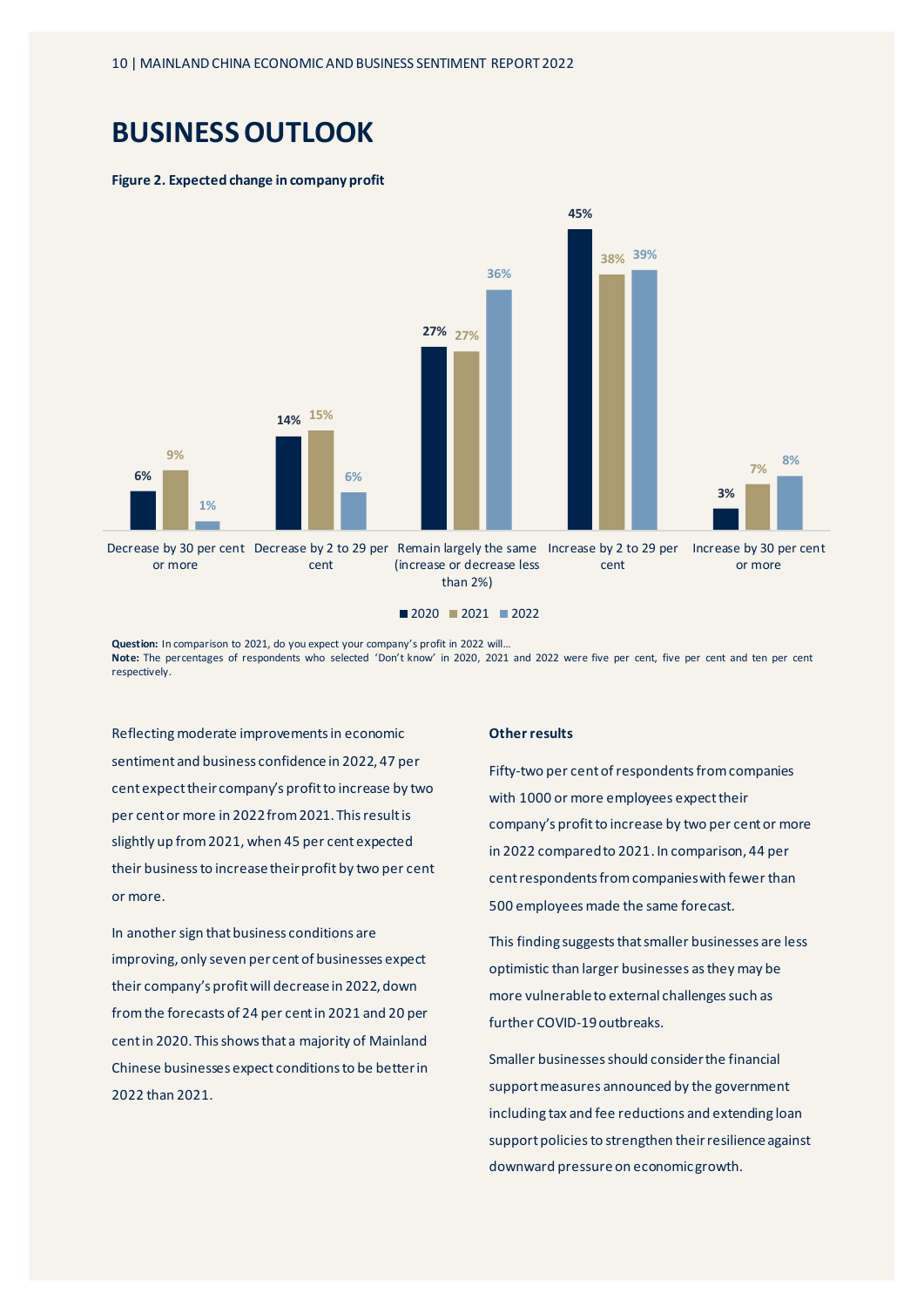# BUSINESS OUTLOOK

**Figure 2. Expected change in company profit**

| | 2020 | 2021 | 2022 |
|---|---|---|---|
| Decrease by 30 per cent or more | 6% | 9% | 1% |
| Decrease by 2 to 29 per cent | 14% | 15% | 6% |
| Remain largely the same (increase or decrease less than 2%) | 27% | 27% | 36% |
| Increase by 2 to 29 per cent | 45% | 38% | 39% |
| Increase by 30 per cent or more | 3% | 7% | 8% |

**Question:** In comparison to 2021, do you expect your company's profit in 2022 will…
**Note:** The percentages of respondents who selected 'Don't know' in 2020, 2021 and 2022 were five per cent, five per cent and ten per cent respectively.

Reflecting moderate improvements in economic sentiment and business confidence in 2022, 47 per cent expect their company's profit to increase by two per cent or more in 2022 from 2021. This result is slightly up from 2021, when 45 per cent expected their business to increase their profit by two per cent or more.

In another sign that business conditions are improving, only seven per cent of businesses expect their company's profit will decrease in 2022, down from the forecasts of 24 per cent in 2021 and 20 per cent in 2020. This shows that a majority of Mainland Chinese businesses expect conditions to be better in 2022 than 2021.

### Other results

Fifty-two per cent of respondents from companies with 1000 or more employees expect their company's profit to increase by two per cent or more in 2022 compared to 2021. In comparison, 44 per cent respondents from companies with fewer than 500 employees made the same forecast.

This finding suggests that smaller businesses are less optimistic than larger businesses as they may be more vulnerable to external challenges such as further COVID-19 outbreaks.

Smaller businesses should consider the financial support measures announced by the government including tax and fee reductions and extending loan support policies to strengthen their resilience against downward pressure on economic growth.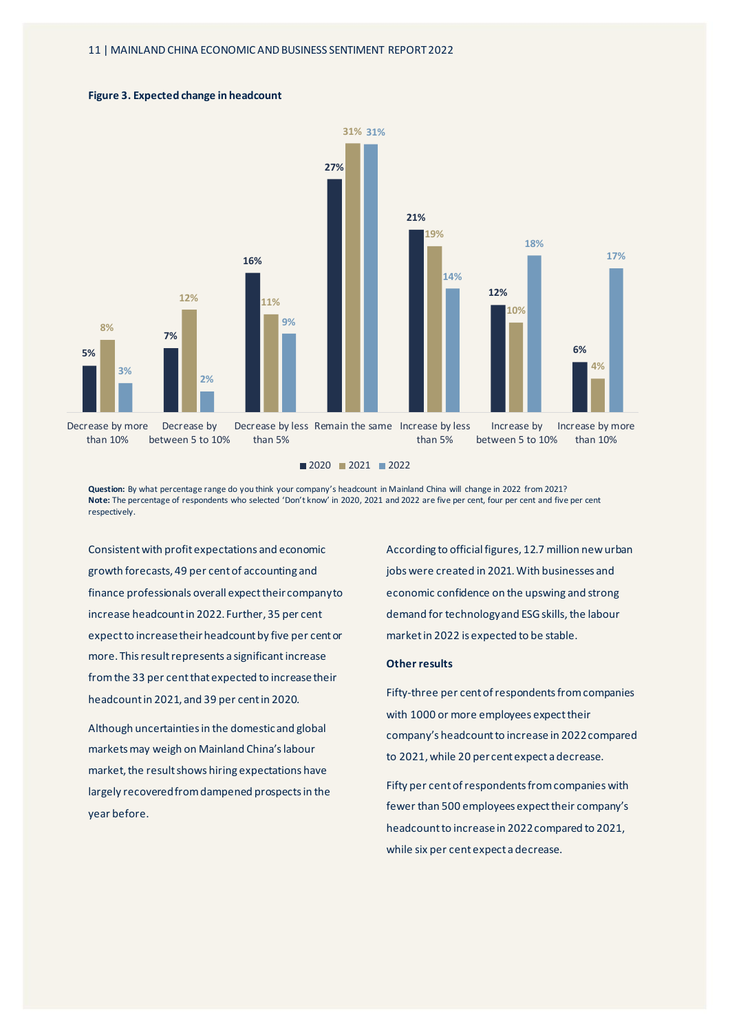**Figure 3. Expected change in headcount**

| | 2020 | 2021 | 2022 |
|---|---|---|---|
| Decrease by more than 10% | 5% | 8% | 3% |
| Decrease by between 5 to 10% | 7% | 12% | 2% |
| Decrease by less than 5% | 16% | 11% | 9% |
| Remain the same | 27% | 31% | 31% |
| Increase by less than 5% | 21% | 19% | 14% |
| Increase by between 5 to 10% | 12% | 10% | 18% |
| Increase by more than 10% | 6% | 4% | 17% |

**Question:** By what percentage range do you think your company's headcount in Mainland China will change in 2022 from 2021?
**Note:** The percentage of respondents who selected 'Don't know' in 2020, 2021 and 2022 are five per cent, four per cent and five per cent respectively.

Consistent with profit expectations and economic growth forecasts, 49 per cent of accounting and finance professionals overall expect their company to increase headcount in 2022. Further, 35 per cent expect to increase their headcount by five per cent or more. This result represents a significant increase from the 33 per cent that expected to increase their headcount in 2021, and 39 per cent in 2020.

Although uncertainties in the domestic and global markets may weigh on Mainland China's labour market, the result shows hiring expectations have largely recovered from dampened prospects in the year before.

According to official figures, 12.7 million new urban jobs were created in 2021. With businesses and economic confidence on the upswing and strong demand for technology and ESG skills, the labour market in 2022 is expected to be stable.

### Other results

Fifty-three per cent of respondents from companies with 1000 or more employees expect their company's headcount to increase in 2022 compared to 2021, while 20 per cent expect a decrease.

Fifty per cent of respondents from companies with fewer than 500 employees expect their company's headcount to increase in 2022 compared to 2021, while six per cent expect a decrease.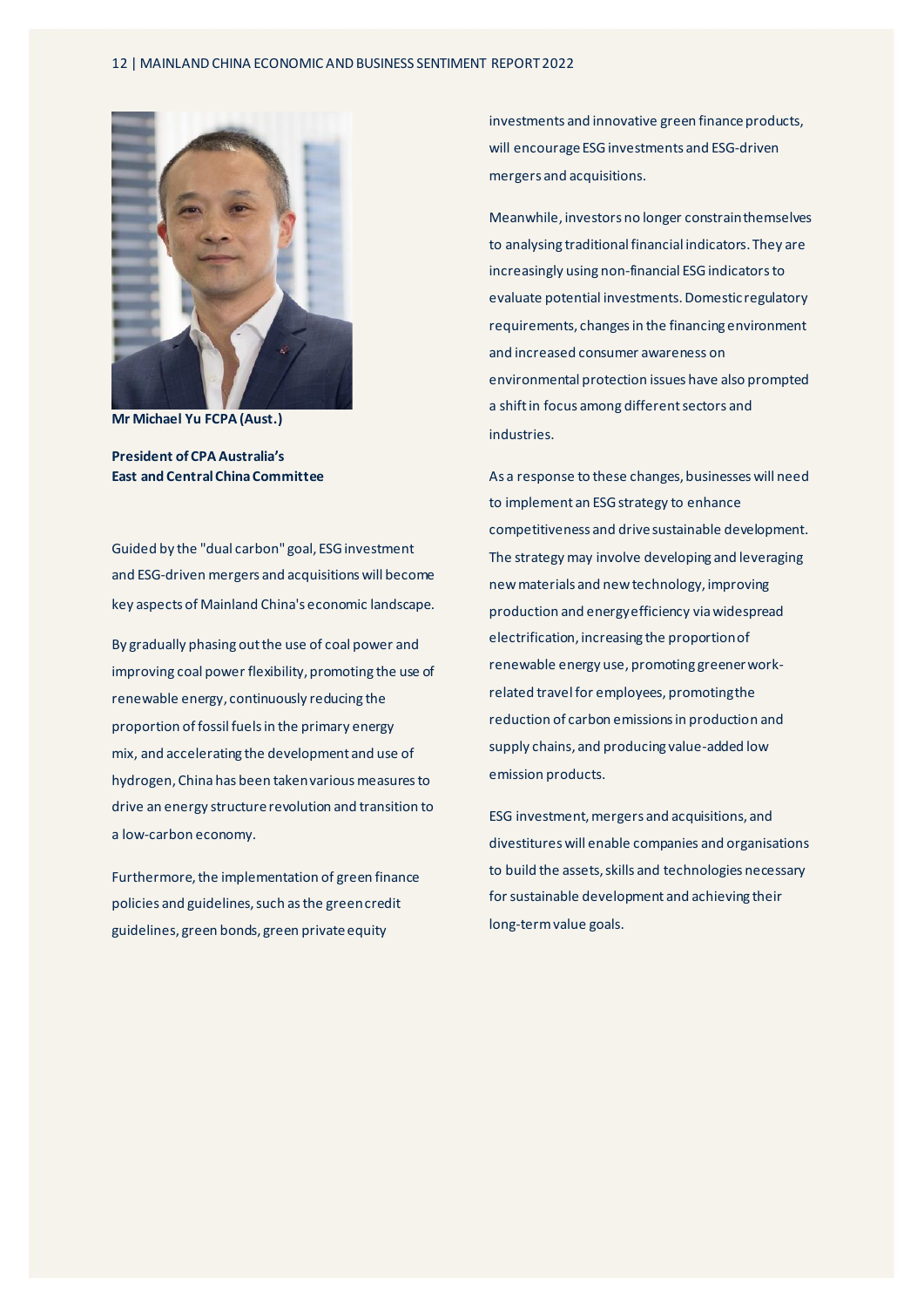**Mr Michael Yu FCPA (Aust.)**

**President of CPA Australia's East and Central China Committee**

Guided by the "dual carbon" goal, ESG investment and ESG-driven mergers and acquisitions will become key aspects of Mainland China's economic landscape.

By gradually phasing out the use of coal power and improving coal power flexibility, promoting the use of renewable energy, continuously reducing the proportion of fossil fuels in the primary energy mix, and accelerating the development and use of hydrogen, China has been taken various measures to drive an energy structure revolution and transition to a low-carbon economy.

Furthermore, the implementation of green finance policies and guidelines, such as the green credit guidelines, green bonds, green private equity investments and innovative green finance products, will encourage ESG investments and ESG-driven mergers and acquisitions.

Meanwhile, investors no longer constrain themselves to analysing traditional financial indicators. They are increasingly using non-financial ESG indicators to evaluate potential investments. Domestic regulatory requirements, changes in the financing environment and increased consumer awareness on environmental protection issues have also prompted a shift in focus among different sectors and industries.

As a response to these changes, businesses will need to implement an ESG strategy to enhance competitiveness and drive sustainable development. The strategy may involve developing and leveraging new materials and new technology, improving production and energy efficiency via widespread electrification, increasing the proportion of renewable energy use, promoting greener work-related travel for employees, promoting the reduction of carbon emissions in production and supply chains, and producing value-added low emission products.

ESG investment, mergers and acquisitions, and divestitures will enable companies and organisations to build the assets, skills and technologies necessary for sustainable development and achieving their long-term value goals.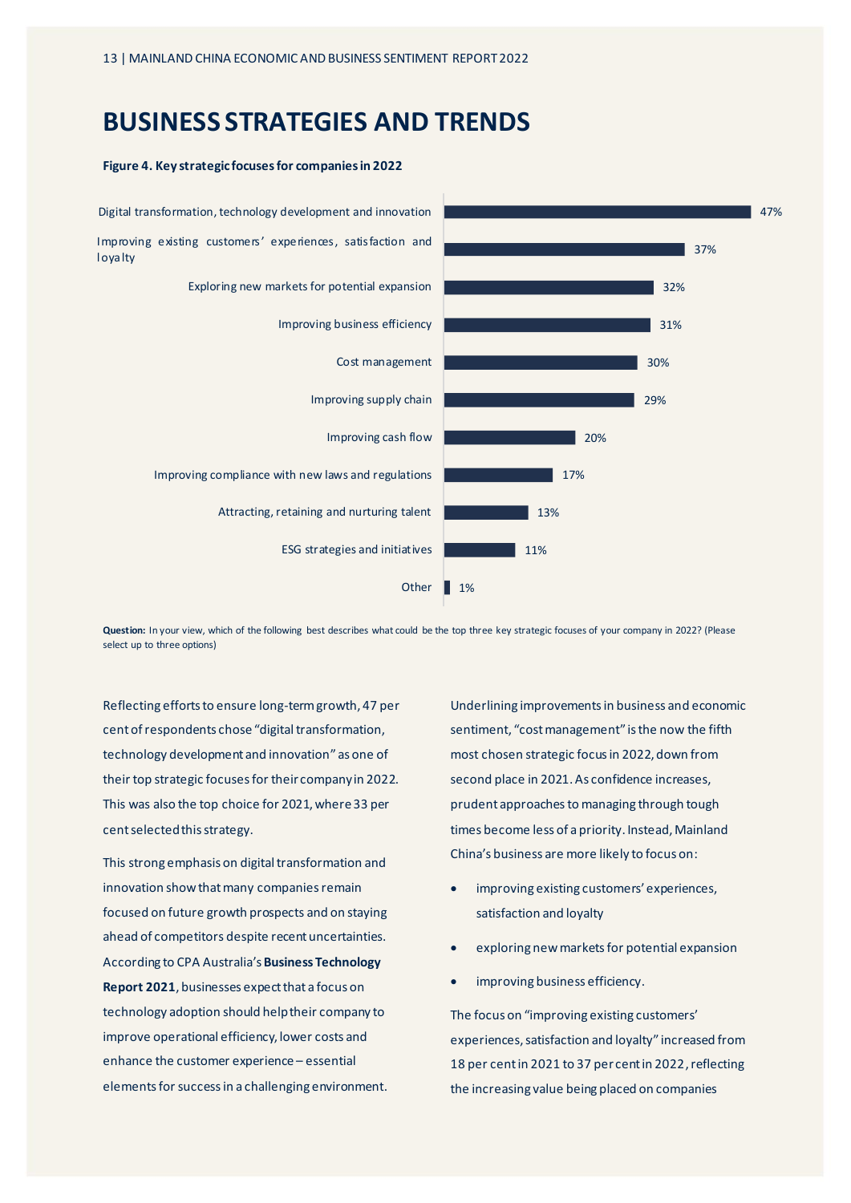# BUSINESS STRATEGIES AND TRENDS

**Figure 4. Key strategic focuses for companies in 2022**

| Strategic focus | % |
|---|---|
| Digital transformation, technology development and innovation | 47% |
| Improving existing customers' experiences, satisfaction and loyalty | 37% |
| Exploring new markets for potential expansion | 32% |
| Improving business efficiency | 31% |
| Cost management | 30% |
| Improving supply chain | 29% |
| Improving cash flow | 20% |
| Improving compliance with new laws and regulations | 17% |
| Attracting, retaining and nurturing talent | 13% |
| ESG strategies and initiatives | 11% |
| Other | 1% |

**Question:** In your view, which of the following best describes what could be the top three key strategic focuses of your company in 2022? (Please select up to three options)

Reflecting efforts to ensure long-term growth, 47 per cent of respondents chose "digital transformation, technology development and innovation" as one of their top strategic focuses for their company in 2022. This was also the top choice for 2021, where 33 per cent selected this strategy.

This strong emphasis on digital transformation and innovation show that many companies remain focused on future growth prospects and on staying ahead of competitors despite recent uncertainties. According to CPA Australia's **Business Technology Report 2021**, businesses expect that a focus on technology adoption should help their company to improve operational efficiency, lower costs and enhance the customer experience – essential elements for success in a challenging environment.

Underlining improvements in business and economic sentiment, "cost management" is the now the fifth most chosen strategic focus in 2022, down from second place in 2021. As confidence increases, prudent approaches to managing through tough times become less of a priority. Instead, Mainland China's business are more likely to focus on:

- improving existing customers' experiences, satisfaction and loyalty
- exploring new markets for potential expansion
- improving business efficiency.

The focus on "improving existing customers' experiences, satisfaction and loyalty" increased from 18 per cent in 2021 to 37 per cent in 2022, reflecting the increasing value being placed on companies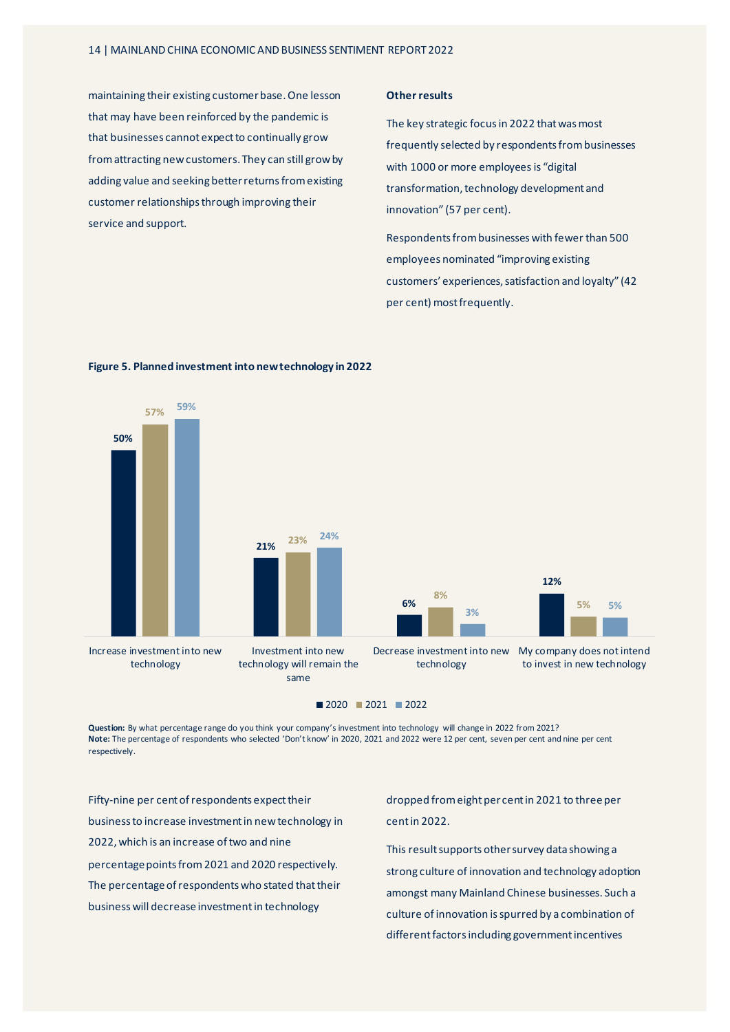maintaining their existing customer base. One lesson that may have been reinforced by the pandemic is that businesses cannot expect to continually grow from attracting new customers. They can still grow by adding value and seeking better returns from existing customer relationships through improving their service and support.

**Other results**

The key strategic focus in 2022 that was most frequently selected by respondents from businesses with 1000 or more employees is "digital transformation, technology development and innovation" (57 per cent).

Respondents from businesses with fewer than 500 employees nominated "improving existing customers' experiences, satisfaction and loyalty" (42 per cent) most frequently.

**Figure 5. Planned investment into new technology in 2022**

| | 2020 | 2021 | 2022 |
|---|---|---|---|
| Increase investment into new technology | 50% | 57% | 59% |
| Investment into new technology will remain the same | 21% | 23% | 24% |
| Decrease investment into new technology | 6% | 8% | 3% |
| My company does not intend to invest in new technology | 12% | 5% | 5% |

**Question:** By what percentage range do you think your company's investment into technology will change in 2022 from 2021?
**Note:** The percentage of respondents who selected 'Don't know' in 2020, 2021 and 2022 were 12 per cent, seven per cent and nine per cent respectively.

Fifty-nine per cent of respondents expect their business to increase investment in new technology in 2022, which is an increase of two and nine percentage points from 2021 and 2020 respectively. The percentage of respondents who stated that their business will decrease investment in technology dropped from eight per cent in 2021 to three per cent in 2022.

This result supports other survey data showing a strong culture of innovation and technology adoption amongst many Mainland Chinese businesses. Such a culture of innovation is spurred by a combination of different factors including government incentives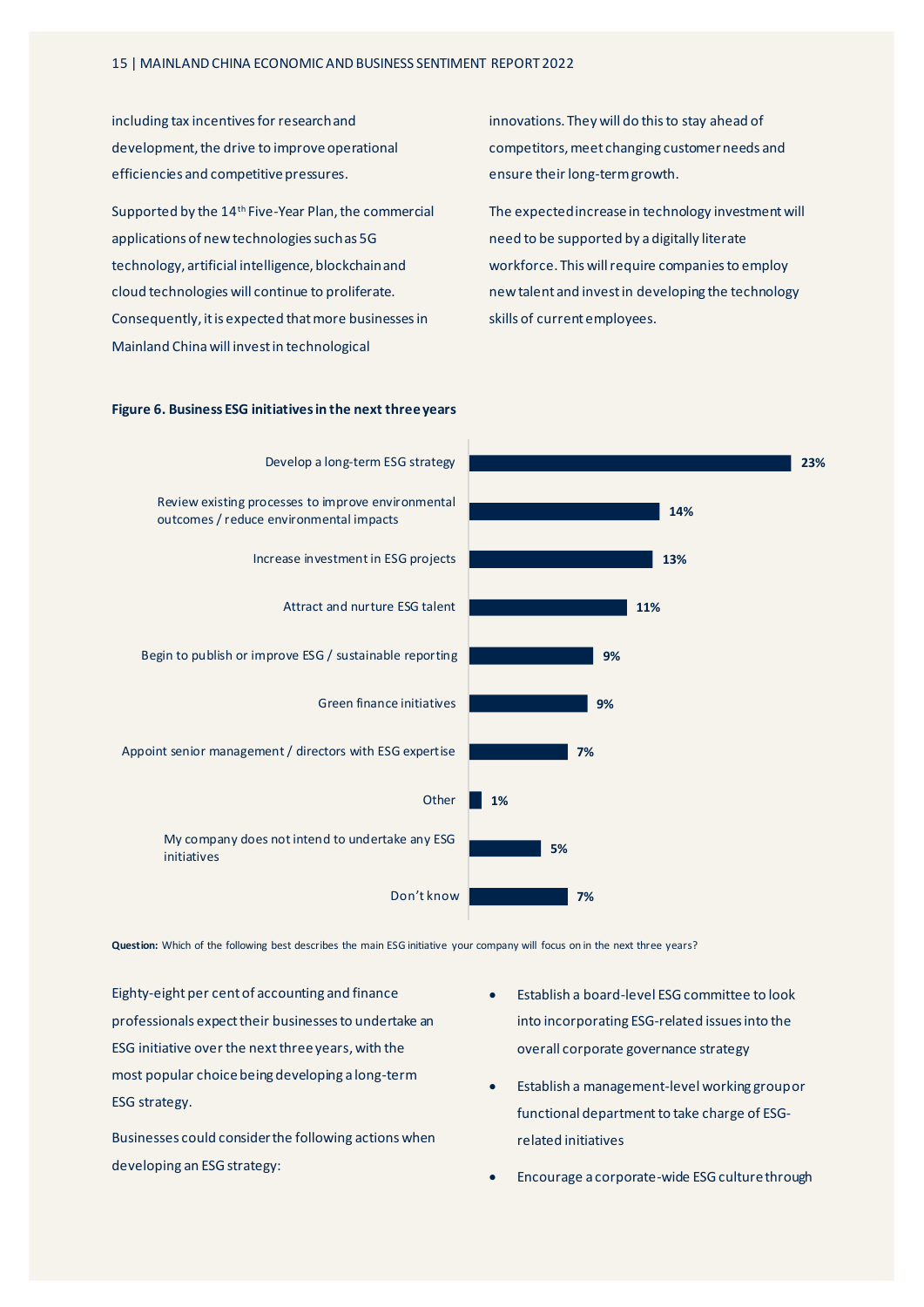including tax incentives for research and development, the drive to improve operational efficiencies and competitive pressures.

Supported by the 14th Five-Year Plan, the commercial applications of new technologies such as 5G technology, artificial intelligence, blockchain and cloud technologies will continue to proliferate. Consequently, it is expected that more businesses in Mainland China will invest in technological innovations. They will do this to stay ahead of competitors, meet changing customer needs and ensure their long-term growth.

The expected increase in technology investment will need to be supported by a digitally literate workforce. This will require companies to employ new talent and invest in developing the technology skills of current employees.

**Figure 6. Business ESG initiatives in the next three years**

| Initiative | % |
|---|---|
| Develop a long-term ESG strategy | 23% |
| Review existing processes to improve environmental outcomes / reduce environmental impacts | 14% |
| Increase investment in ESG projects | 13% |
| Attract and nurture ESG talent | 11% |
| Begin to publish or improve ESG / sustainable reporting | 9% |
| Green finance initiatives | 9% |
| Appoint senior management / directors with ESG expertise | 7% |
| Other | 1% |
| My company does not intend to undertake any ESG initiatives | 5% |
| Don't know | 7% |

**Question:** Which of the following best describes the main ESG initiative your company will focus on in the next three years?

Eighty-eight per cent of accounting and finance professionals expect their businesses to undertake an ESG initiative over the next three years, with the most popular choice being developing a long-term ESG strategy.

Businesses could consider the following actions when developing an ESG strategy:

- Establish a board-level ESG committee to look into incorporating ESG-related issues into the overall corporate governance strategy
- Establish a management-level working group or functional department to take charge of ESG-related initiatives
- Encourage a corporate-wide ESG culture through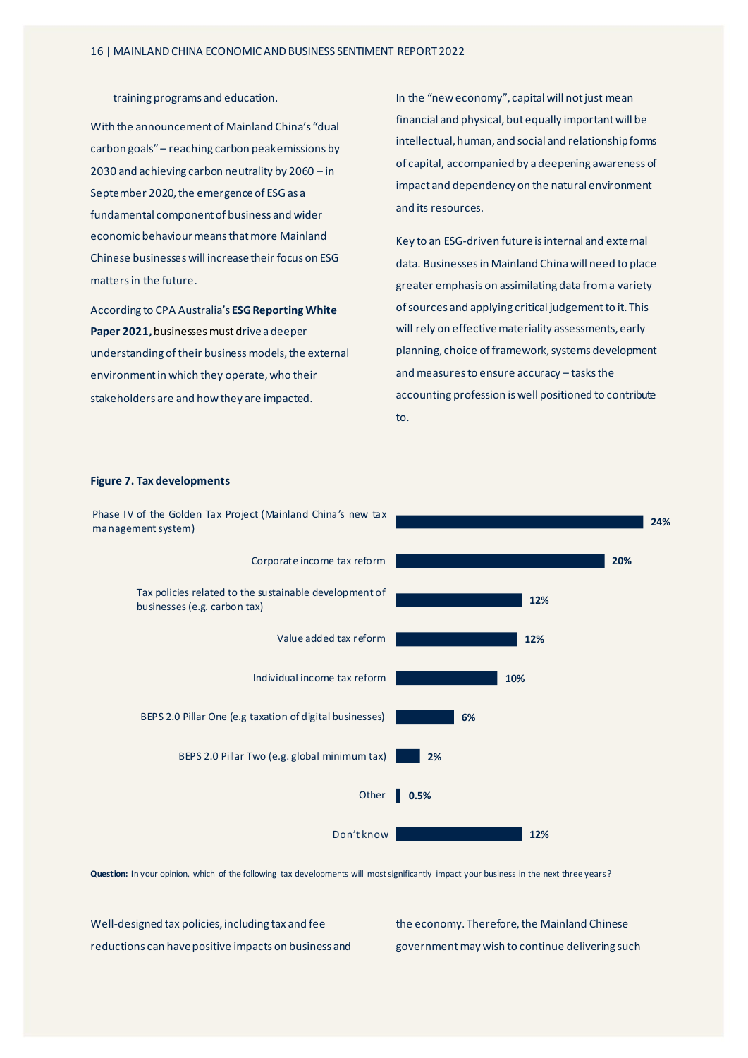training programs and education.

With the announcement of Mainland China's "dual carbon goals" – reaching carbon peak emissions by 2030 and achieving carbon neutrality by 2060 – in September 2020, the emergence of ESG as a fundamental component of business and wider economic behaviour means that more Mainland Chinese businesses will increase their focus on ESG matters in the future.

According to CPA Australia's **ESG Reporting White Paper 2021,** businesses must drive a deeper understanding of their business models, the external environment in which they operate, who their stakeholders are and how they are impacted.

In the "new economy", capital will not just mean financial and physical, but equally important will be intellectual, human, and social and relationship forms of capital, accompanied by a deepening awareness of impact and dependency on the natural environment and its resources.

Key to an ESG-driven future is internal and external data. Businesses in Mainland China will need to place greater emphasis on assimilating data from a variety of sources and applying critical judgement to it. This will rely on effective materiality assessments, early planning, choice of framework, systems development and measures to ensure accuracy – tasks the accounting profession is well positioned to contribute to.

**Figure 7. Tax developments**

| Tax development | % |
| --- | --- |
| Phase IV of the Golden Tax Project (Mainland China's new tax management system) | 24% |
| Corporate income tax reform | 20% |
| Tax policies related to the sustainable development of businesses (e.g. carbon tax) | 12% |
| Value added tax reform | 12% |
| Individual income tax reform | 10% |
| BEPS 2.0 Pillar One (e.g taxation of digital businesses) | 6% |
| BEPS 2.0 Pillar Two (e.g. global minimum tax) | 2% |
| Other | 0.5% |
| Don't know | 12% |

**Question:** In your opinion, which of the following tax developments will most significantly impact your business in the next three years?

Well-designed tax policies, including tax and fee reductions can have positive impacts on business and the economy. Therefore, the Mainland Chinese government may wish to continue delivering such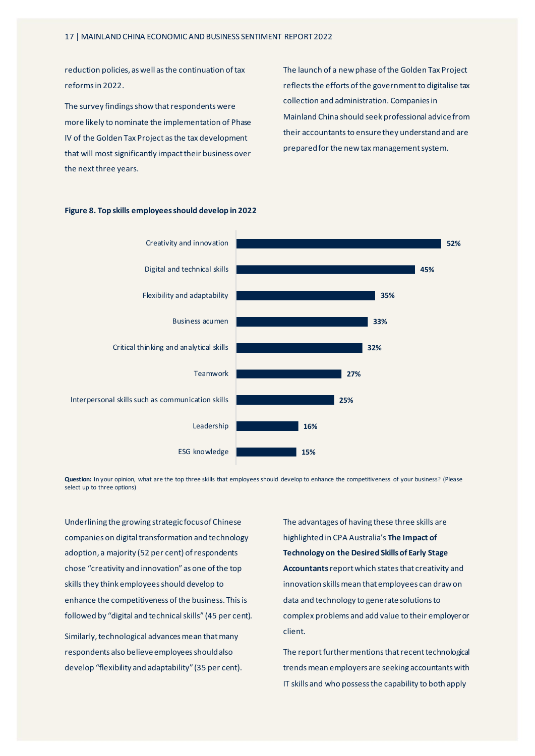reduction policies, as well as the continuation of tax reforms in 2022.

The survey findings show that respondents were more likely to nominate the implementation of Phase IV of the Golden Tax Project as the tax development that will most significantly impact their business over the next three years.

The launch of a new phase of the Golden Tax Project reflects the efforts of the government to digitalise tax collection and administration. Companies in Mainland China should seek professional advice from their accountants to ensure they understand and are prepared for the new tax management system.

**Figure 8. Top skills employees should develop in 2022**

| Skill | Per cent |
|---|---|
| Creativity and innovation | 52% |
| Digital and technical skills | 45% |
| Flexibility and adaptability | 35% |
| Business acumen | 33% |
| Critical thinking and analytical skills | 32% |
| Teamwork | 27% |
| Interpersonal skills such as communication skills | 25% |
| Leadership | 16% |
| ESG knowledge | 15% |

**Question:** In your opinion, what are the top three skills that employees should develop to enhance the competitiveness of your business? (Please select up to three options)

Underlining the growing strategic focus of Chinese companies on digital transformation and technology adoption, a majority (52 per cent) of respondents chose "creativity and innovation" as one of the top skills they think employees should develop to enhance the competitiveness of the business. This is followed by "digital and technical skills" (45 per cent).

Similarly, technological advances mean that many respondents also believe employees should also develop "flexibility and adaptability" (35 per cent).

The advantages of having these three skills are highlighted in CPA Australia's **The Impact of Technology on the Desired Skills of Early Stage Accountants** report which states that creativity and innovation skills mean that employees can draw on data and technology to generate solutions to complex problems and add value to their employer or client.

The report further mentions that recent technological trends mean employers are seeking accountants with IT skills and who possess the capability to both apply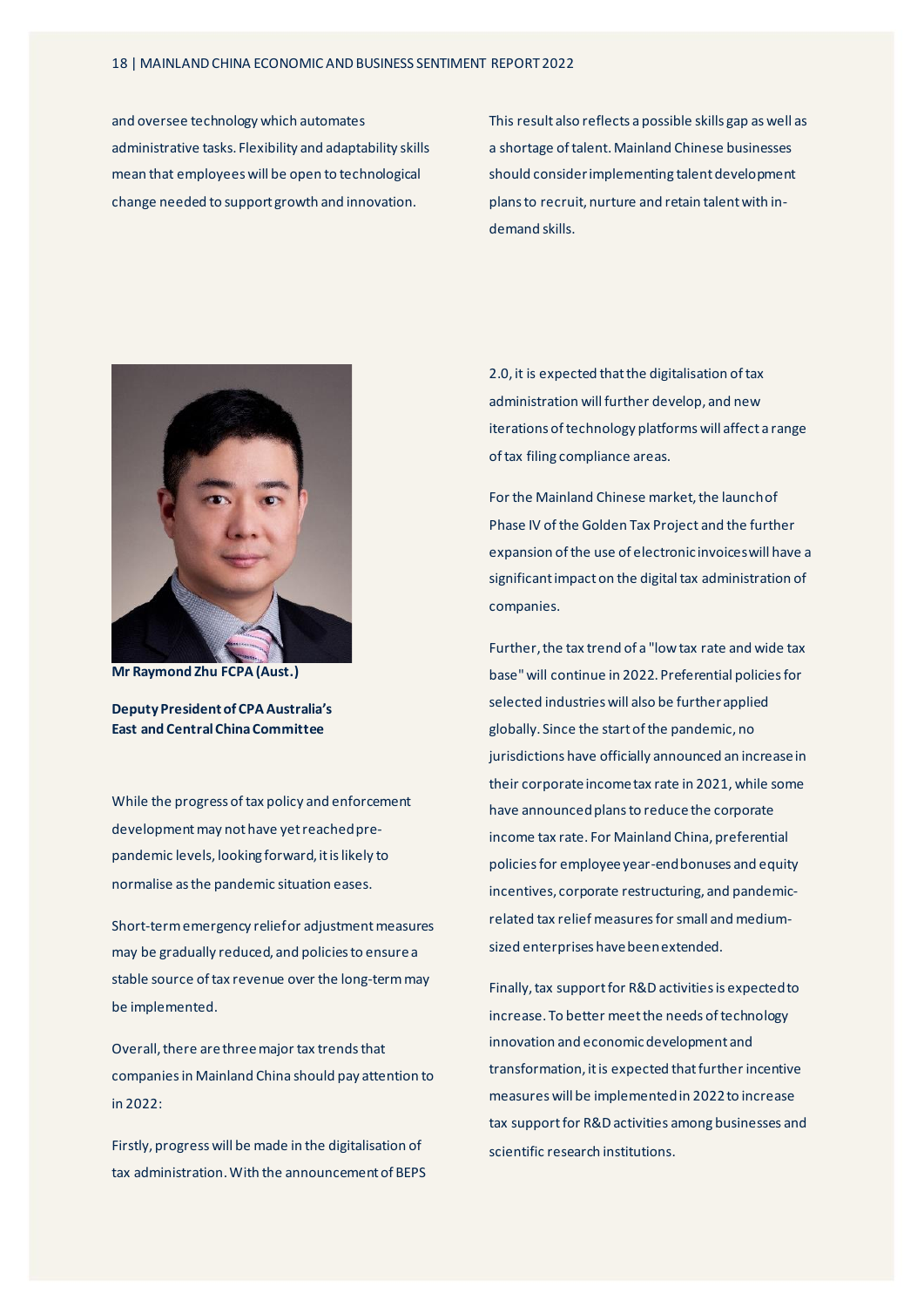and oversee technology which automates administrative tasks. Flexibility and adaptability skills mean that employees will be open to technological change needed to support growth and innovation.

This result also reflects a possible skills gap as well as a shortage of talent. Mainland Chinese businesses should consider implementing talent development plans to recruit, nurture and retain talent with in-demand skills.

**Mr Raymond Zhu FCPA (Aust.)**

**Deputy President of CPA Australia's East and Central China Committee**

While the progress of tax policy and enforcement development may not have yet reached pre-pandemic levels, looking forward, it is likely to normalise as the pandemic situation eases.

Short-term emergency relief or adjustment measures may be gradually reduced, and policies to ensure a stable source of tax revenue over the long-term may be implemented.

Overall, there are three major tax trends that companies in Mainland China should pay attention to in 2022:

Firstly, progress will be made in the digitalisation of tax administration. With the announcement of BEPS 2.0, it is expected that the digitalisation of tax administration will further develop, and new iterations of technology platforms will affect a range of tax filing compliance areas.

For the Mainland Chinese market, the launch of Phase IV of the Golden Tax Project and the further expansion of the use of electronic invoices will have a significant impact on the digital tax administration of companies.

Further, the tax trend of a "low tax rate and wide tax base" will continue in 2022. Preferential policies for selected industries will also be further applied globally. Since the start of the pandemic, no jurisdictions have officially announced an increase in their corporate income tax rate in 2021, while some have announced plans to reduce the corporate income tax rate. For Mainland China, preferential policies for employee year-end bonuses and equity incentives, corporate restructuring, and pandemic-related tax relief measures for small and medium-sized enterprises have been extended.

Finally, tax support for R&D activities is expected to increase. To better meet the needs of technology innovation and economic development and transformation, it is expected that further incentive measures will be implemented in 2022 to increase tax support for R&D activities among businesses and scientific research institutions.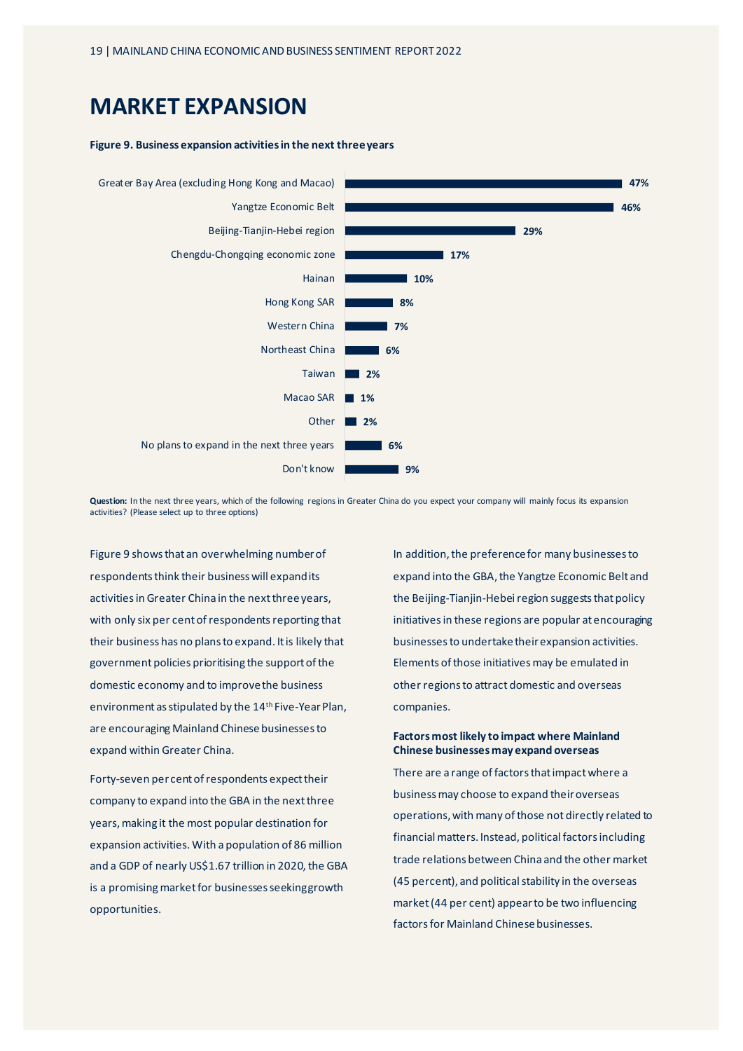# MARKET EXPANSION

**Figure 9. Business expansion activities in the next three years**

| Region | Percentage |
|---|---|
| Greater Bay Area (excluding Hong Kong and Macao) | 47% |
| Yangtze Economic Belt | 46% |
| Beijing-Tianjin-Hebei region | 29% |
| Chengdu-Chongqing economic zone | 17% |
| Hainan | 10% |
| Hong Kong SAR | 8% |
| Western China | 7% |
| Northeast China | 6% |
| Taiwan | 2% |
| Macao SAR | 1% |
| Other | 2% |
| No plans to expand in the next three years | 6% |
| Don't know | 9% |

**Question:** In the next three years, which of the following regions in Greater China do you expect your company will mainly focus its expansion activities? (Please select up to three options)

Figure 9 shows that an overwhelming number of respondents think their business will expand its activities in Greater China in the next three years, with only six per cent of respondents reporting that their business has no plans to expand. It is likely that government policies prioritising the support of the domestic economy and to improve the business environment as stipulated by the 14th Five-Year Plan, are encouraging Mainland Chinese businesses to expand within Greater China.

Forty-seven per cent of respondents expect their company to expand into the GBA in the next three years, making it the most popular destination for expansion activities. With a population of 86 million and a GDP of nearly US$1.67 trillion in 2020, the GBA is a promising market for businesses seeking growth opportunities.

In addition, the preference for many businesses to expand into the GBA, the Yangtze Economic Belt and the Beijing-Tianjin-Hebei region suggests that policy initiatives in these regions are popular at encouraging businesses to undertake their expansion activities. Elements of those initiatives may be emulated in other regions to attract domestic and overseas companies.

### Factors most likely to impact where Mainland Chinese businesses may expand overseas

There are a range of factors that impact where a business may choose to expand their overseas operations, with many of those not directly related to financial matters. Instead, political factors including trade relations between China and the other market (45 percent), and political stability in the overseas market (44 per cent) appear to be two influencing factors for Mainland Chinese businesses.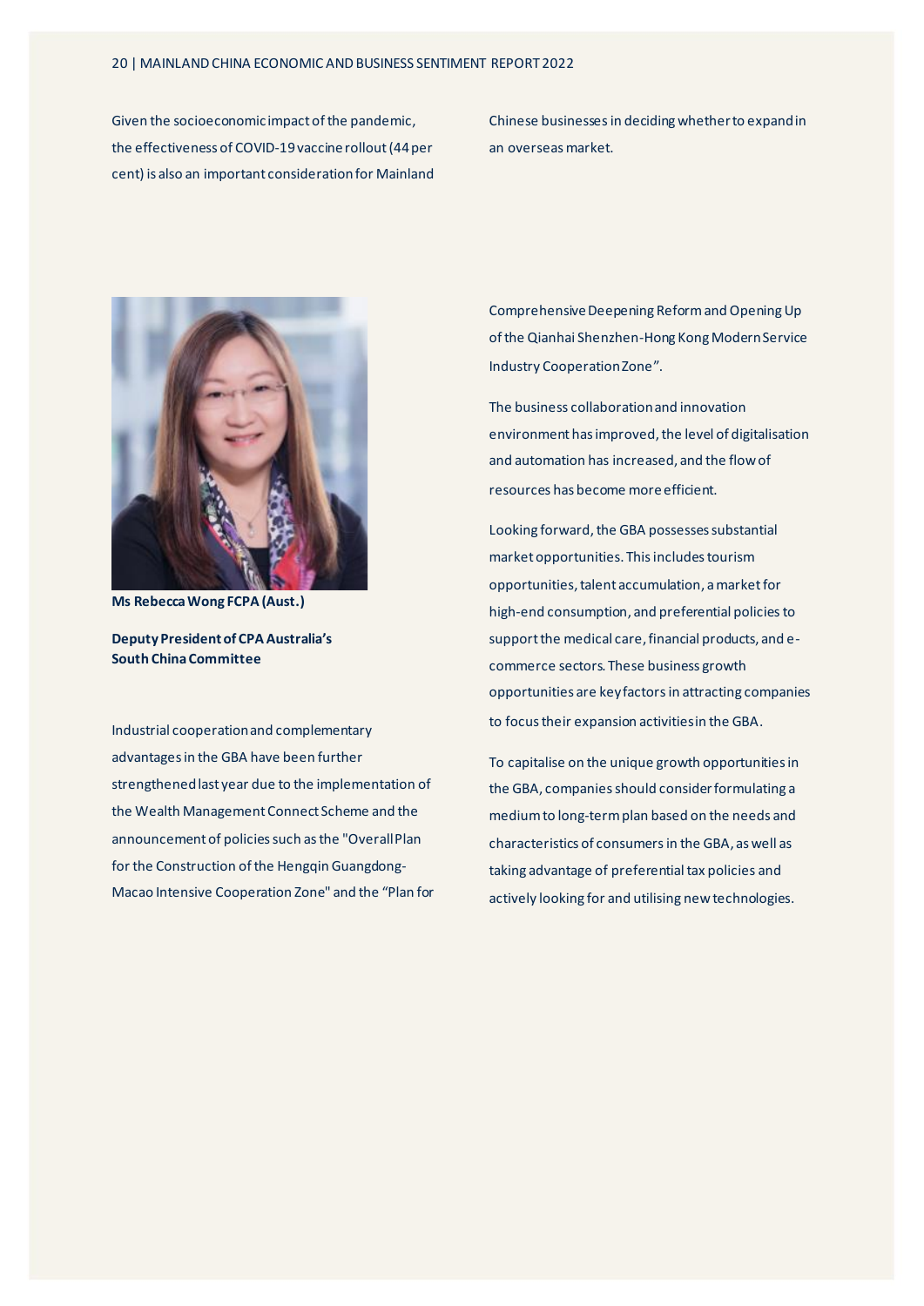Given the socioeconomic impact of the pandemic, the effectiveness of COVID-19 vaccine rollout (44 per cent) is also an important consideration for Mainland Chinese businesses in deciding whether to expand in an overseas market.

**Ms Rebecca Wong FCPA (Aust.)**

**Deputy President of CPA Australia's South China Committee**

Industrial cooperation and complementary advantages in the GBA have been further strengthened last year due to the implementation of the Wealth Management Connect Scheme and the announcement of policies such as the "Overall Plan for the Construction of the Hengqin Guangdong-Macao Intensive Cooperation Zone" and the "Plan for Comprehensive Deepening Reform and Opening Up of the Qianhai Shenzhen-Hong Kong Modern Service Industry Cooperation Zone".

The business collaboration and innovation environment has improved, the level of digitalisation and automation has increased, and the flow of resources has become more efficient.

Looking forward, the GBA possesses substantial market opportunities. This includes tourism opportunities, talent accumulation, a market for high-end consumption, and preferential policies to support the medical care, financial products, and e-commerce sectors. These business growth opportunities are key factors in attracting companies to focus their expansion activities in the GBA.

To capitalise on the unique growth opportunities in the GBA, companies should consider formulating a medium to long-term plan based on the needs and characteristics of consumers in the GBA, as well as taking advantage of preferential tax policies and actively looking for and utilising new technologies.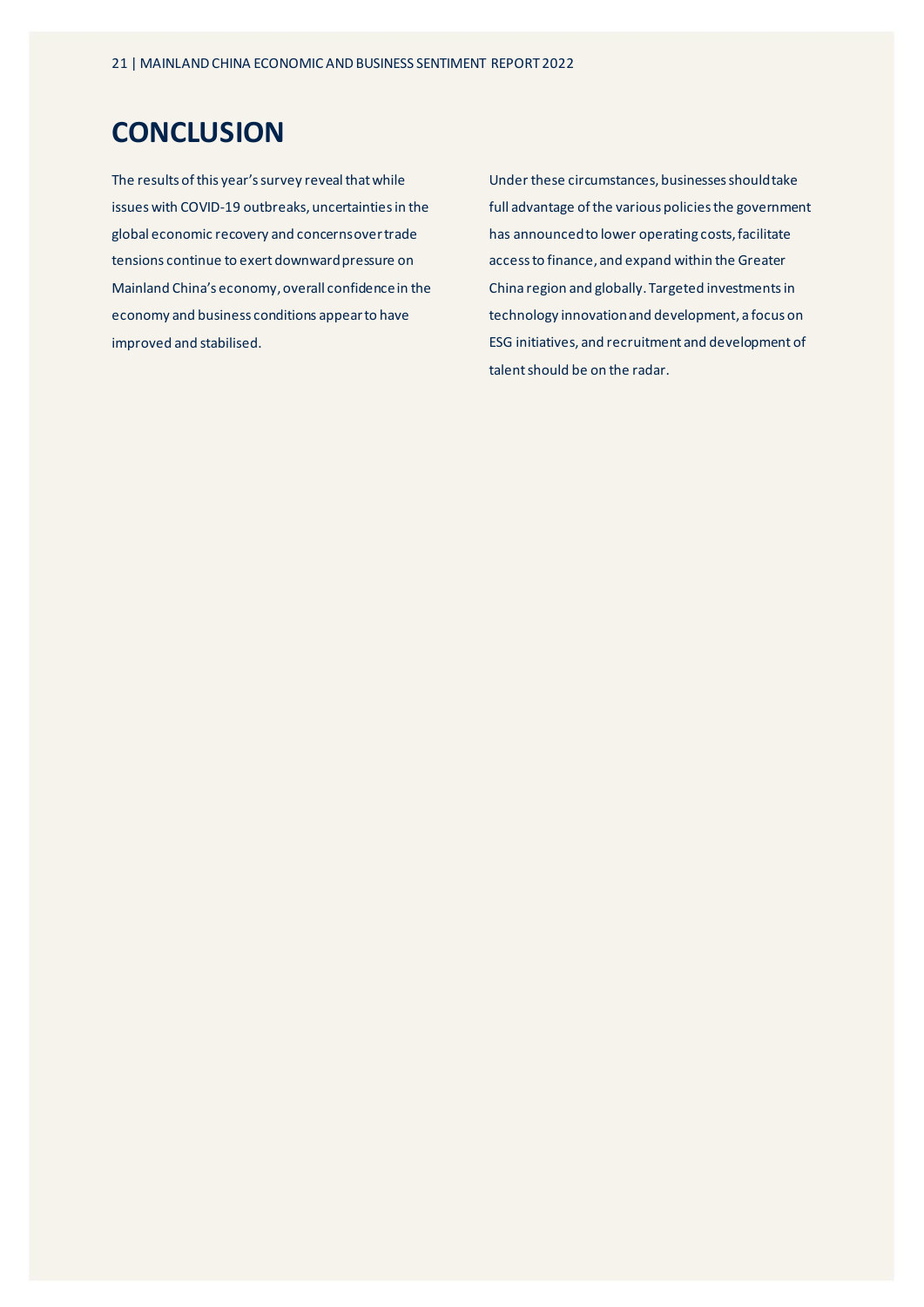# CONCLUSION

The results of this year's survey reveal that while issues with COVID-19 outbreaks, uncertainties in the global economic recovery and concerns over trade tensions continue to exert downward pressure on Mainland China's economy, overall confidence in the economy and business conditions appear to have improved and stabilised.

Under these circumstances, businesses should take full advantage of the various policies the government has announced to lower operating costs, facilitate access to finance, and expand within the Greater China region and globally. Targeted investments in technology innovation and development, a focus on ESG initiatives, and recruitment and development of talent should be on the radar.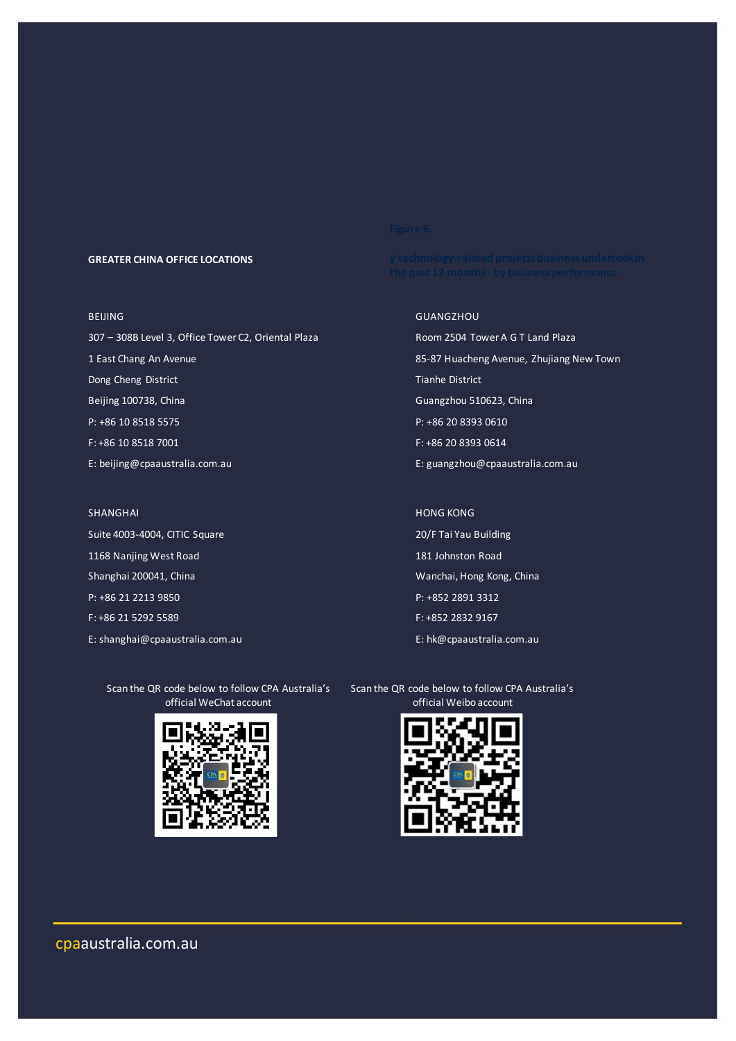Figure 6.

y technology-related projects business undertook in the past 12 months - by business performance

**GREATER CHINA OFFICE LOCATIONS**

BEIJING
307 – 308B Level 3, Office Tower C2, Oriental Plaza
1 East Chang An Avenue
Dong Cheng District
Beijing 100738, China
P: +86 10 8518 5575
F: +86 10 8518 7001
E: beijing@cpaaustralia.com.au

GUANGZHOU
Room 2504 Tower A G T Land Plaza
85-87 Huacheng Avenue, Zhujiang New Town
Tianhe District
Guangzhou 510623, China
P: +86 20 8393 0610
F: +86 20 8393 0614
E: guangzhou@cpaaustralia.com.au

SHANGHAI
Suite 4003-4004, CITIC Square
1168 Nanjing West Road
Shanghai 200041, China
P: +86 21 2213 9850
F: +86 21 5292 5589
E: shanghai@cpaaustralia.com.au

HONG KONG
20/F Tai Yau Building
181 Johnston Road
Wanchai, Hong Kong, China
P: +852 2891 3312
F: +852 2832 9167
E: hk@cpaaustralia.com.au

Scan the QR code below to follow CPA Australia's official WeChat account

Scan the QR code below to follow CPA Australia's official Weibo account

cpaaustralia.com.au